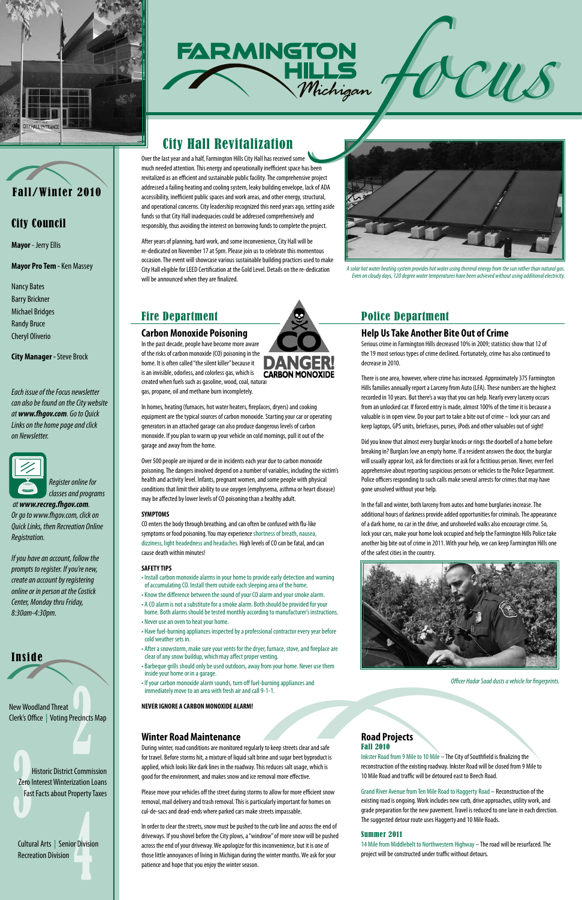# Farmington Hills Michigan Focus

## Fall/Winter 2010

## City Council

**Mayor** - Jerry Ellis

**Mayor Pro Tem** - Ken Massey

Nancy Bates
Barry Brickner
Michael Bridges
Randy Bruce
Cheryl Oliverio

**City Manager** - Steve Brock

*Each issue of the Focus newsletter can also be found on the City website at **www.fhgov.com**. Go to Quick Links on the home page and click on Newsletter.*

*Register online for classes and programs at **www.recreg.fhgov.com**. Or go to www.fhgov.com, click on Quick Links, then Recreation Online Registration.*

*If you have an account, follow the prompts to register. If you're new, create an account by registering online or in person at the Costick Center, Monday thru Friday, 8:30am-4:30pm.*

## Inside

**2**
New Woodland Threat
Clerk's Office | Voting Precincts Map

**3**
Historic District Commission
Zero Interest Winterization Loans
Fast Facts about Property Taxes

**4**
Cultural Arts | Senior Division
Recreation Division

## City Hall Revitalization

Over the last year and a half, Farmington Hills City Hall has received some much needed attention. This energy and operationally inefficient space has been revitalized as an efficient and sustainable public facility. The comprehensive project addressed a failing heating and cooling system, leaky building envelope, lack of ADA accessibility, inefficient public spaces and work areas, and other energy, structural, and operational concerns. City leadership recognized this need years ago, setting aside funds so that City Hall inadequacies could be addressed comprehensively and responsibly, thus avoiding the interest on borrowing funds to complete the project.

After years of planning, hard work, and some inconvenience, City Hall will be re-dedicated on November 17 at 5pm. Please join us to celebrate this momentous occasion. The event will showcase various sustainable building practices used to make City Hall eligible for LEED Certification at the Gold Level. Details on the re-dedication will be announced when they are finalized.

*A solar hot water heating system provides hot water using thermal energy from the sun rather than natural gas. Even on cloudy days, 120 degree water temperatures have been achieved without using additional electricity.*

## Fire Department

### Carbon Monoxide Poisoning

In the past decade, people have become more aware of the risks of carbon monoxide (CO) poisoning in the home. It is often called "the silent killer" because it is an invisible, odorless, and colorless gas, which is created when fuels such as gasoline, wood, coal, natural gas, propane, oil and methane burn incompletely.

In homes, heating (furnaces, hot water heaters, fireplaces, dryers) and cooking equipment are the typical sources of carbon monoxide. Starting your car or operating generators in an attached garage can also produce dangerous levels of carbon monoxide. If you plan to warm up your vehicle on cold mornings, pull it out of the garage and away from the home.

Over 500 people are injured or die in incidents each year due to carbon monoxide poisoning. The dangers involved depend on a number of variables, including the victim's health and activity level. Infants, pregnant women, and some people with physical conditions that limit their ability to use oxygen (emphysema, asthma or heart disease) may be affected by lower levels of CO poisoning than a healthy adult.

**SYMPTOMS**

CO enters the body through breathing, and can often be confused with flu-like symptoms or food poisoning. You may experience shortness of breath, nausea, dizziness, light headedness and headaches. High levels of CO can be fatal, and can cause death within minutes!

**SAFETY TIPS**

- Install carbon monoxide alarms in your home to provide early detection and warning of accumulating CO. Install them outside each sleeping area of the home.
- Know the difference between the sound of your CO alarm and your smoke alarm.
- A CO alarm is not a substitute for a smoke alarm. Both should be provided for your home. Both alarms should be tested monthly according to manufacturer's instructions.
- Never use an oven to heat your home.
- Have fuel-burning appliances inspected by a professional contractor every year before cold weather sets in.
- After a snowstorm, make sure your vents for the dryer, furnace, stove, and fireplace are clear of any snow buildup, which may affect proper venting.
- Barbeque grills should only be used outdoors, away from your home. Never use them inside your home or in a garage.
- If your carbon monoxide alarm sounds, turn off fuel-burning appliances and immediately move to an area with fresh air and call 9-1-1.

**NEVER IGNORE A CARBON MONOXIDE ALARM!**

## Police Department

### Help Us Take Another Bite Out of Crime

Serious crime in Farmington Hills decreased 10% in 2009; statistics show that 12 of the 19 most serious types of crime declined. Fortunately, crime has also continued to decrease in 2010.

There is one area, however, where crime has increased. Approximately 375 Farmington Hills families annually report a Larceny from Auto (LFA). These numbers are the highest recorded in 10 years. But there's a way that you can help. Nearly every larceny occurs from an unlocked car. If forced entry is made, almost 100% of the time it is because a valuable is in open view. Do your part to take a bite out of crime – lock your cars and keep laptops, GPS units, briefcases, purses, iPods and other valuables out of sight!

Did you know that almost every burglar knocks or rings the doorbell of a home before breaking in? Burglars love an empty home. If a resident answers the door, the burglar will usually appear lost, ask for directions or ask for a fictitious person. Never, ever feel apprehensive about reporting suspicious persons or vehicles to the Police Department. Police officers responding to such calls make several arrests for crimes that may have gone unsolved without your help.

In the fall and winter, both larceny from autos and home burglaries increase. The additional hours of darkness provide added opportunities for criminals. The appearance of a dark home, no car in the drive, and unshoveled walks also encourage crime. So, lock your cars, make your home look occupied and help the Farmington Hills Police take another big bite out of crime in 2011. With your help, we can keep Farmington Hills one of the safest cities in the country.

*Officer Hadar Saad dusts a vehicle for fingerprints.*

### Winter Road Maintenance

During winter, road conditions are monitored regularly to keep streets clear and safe for travel. Before storms hit, a mixture of liquid salt brine and sugar beet byproduct is applied, which looks like dark lines in the roadway. This reduces salt usage, which is good for the environment, and makes snow and ice removal more effective.

Please move your vehicles off the street during storms to allow for more efficient snow removal, mail delivery and trash removal. This is particularly important for homes on cul-de-sacs and dead-ends where parked cars make streets impassable.

In order to clear the streets, snow must be pushed to the curb line and across the end of driveways. If you shovel before the City plows, a "windrow" of more snow will be pushed across the end of your driveway. We apologize for this inconvenience, but it is one of those little annoyances of living in Michigan during the winter months. We ask for your patience and hope that you enjoy the winter season.

### Road Projects

**Fall 2010**

Inkster Road from 9 Mile to 10 Mile – The City of Southfield is finalizing the reconstruction of the existing roadway. Inkster Road will be closed from 9 Mile to 10 Mile Road and traffic will be detoured east to Beech Road.

Grand River Avenue from Ten Mile Road to Haggerty Road – Reconstruction of the existing road is ongoing. Work includes new curb, drive approaches, utility work, and grade preparation for the new pavement. Travel is reduced to one lane in each direction. The suggested detour route uses Haggerty and 10 Mile Roads.

**Summer 2011**

14 Mile from Middlebelt to Northwestern Highway – The road will be resurfaced. The project will be constructed under traffic without detours.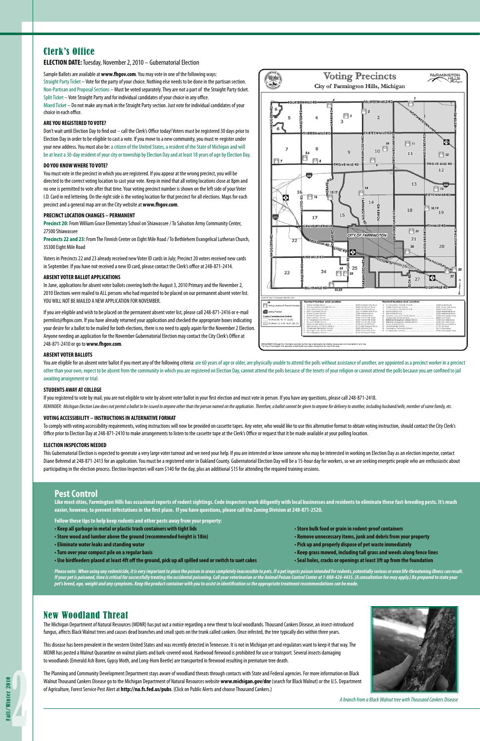## Clerk's Office

**ELECTION DATE:** Tuesday, November 2, 2010 – Gubernatorial Election

Sample Ballots are available at **www.fhgov.com**. You may vote in one of the following ways:

Straight Party Ticket – Vote for the party of your choice. Nothing else needs to be done in the partisan section.

Non-Partisan and Proposal Sections – Must be voted separately. They are not a part of the Straight Party ticket.

Split Ticket – Vote Straight Party and for individual candidates of your choice in any office.

Mixed Ticket – Do not make any mark in the Straight Party section. Just vote for individual candidates of your choice in each office.

### ARE YOU REGISTERED TO VOTE?

Don't wait until Election Day to find out – call the Clerk's Office today! Voters must be registered 30 days prior to Election Day in order to be eligible to cast a vote. If you move to a new community, you must re-register under your new address. You must also be: a citizen of the United States, a resident of the State of Michigan and will be at least a 30-day resident of your city or township by Election Day and at least 18 years of age by Election Day.

### DO YOU KNOW WHERE TO VOTE?

You must vote in the precinct in which you are registered. If you appear at the wrong precinct, you will be directed to the correct voting location to cast your vote. Keep in mind that all voting locations close at 8pm and no one is permitted to vote after that time. Your voting precinct number is shown on the left side of your Voter I.D. Card in red lettering. On the right side is the voting location for that precinct for all elections. Maps for each precinct and a general map are on the City website at **www.fhgov.com**.

### PRECINCT LOCATION CHANGES – PERMANENT

**Precinct 20:** From William Grace Elementary School on Shiawassee / To Salvation Army Community Center, 27500 Shiawassee

**Precincts 22 and 23:** From The Finnish Center on Eight Mile Road / To Bethlehem Evangelical Lutheran Church, 35300 Eight Mile Road

Voters in Precincts 22 and 23 already received new Voter ID cards in July; Precinct 20 voters received new cards in September. If you have not received a new ID card, please contact the Clerk's office at 248-871-2414.

### ABSENT VOTER BALLOT APPLICATIONS

In June, applications for absent voter ballots covering both the August 3, 2010 Primary and the November 2, 2010 Elections were mailed to ALL persons who had requested to be placed on our permanent absent voter list. YOU WILL NOT BE MAILED A NEW APPLICATION FOR NOVEMBER.

If you are eligible and wish to be placed on the permanent absent voter list, please call 248-871-2416 or e-mail permlist@fhgov.com. If you have already returned your application and checked the appropriate boxes indicating your desire for a ballot to be mailed for both elections, there is no need to apply again for the November 2 Election. Anyone needing an application for the November Gubernatorial Election may contact the City Clerk's Office at 248-871-2410 or go to **www.fhgov.com**.

**Voting Precincts**
City of Farmington Hills, Michigan

### ABSENT VOTER BALLOTS

You are eligible for an absent voter ballot if you meet any of the following criteria: are 60 years of age or older, are physically unable to attend the polls without assistance of another, are appointed as a precinct worker in a precinct other than your own, expect to be absent from the community in which you are registered on Election Day, cannot attend the polls because of the tenets of your religion or cannot attend the polls because you are confined to jail awaiting arraignment or trial.

### STUDENTS AWAY AT COLLEGE

If you registered to vote by mail, you are not eligible to vote by absent voter ballot in your first election and must vote in person. If you have any questions, please call 248-871-2418.

*REMINDER: Michigan Election Law does not permit a ballot to be issued to anyone other than the person named on the application. Therefore, a ballot cannot be given to anyone for delivery to another, including husband/wife, member of same family, etc.*

### VOTING ACCESSIBILITY – INSTRUCTIONS IN ALTERNATIVE FORMAT

To comply with voting accessibility requirements, voting instructions will now be provided on cassette tapes. Any voter, who would like to use this alternative format to obtain voting instruction, should contact the City Clerk's Office prior to Election Day at 248-871-2410 to make arrangements to listen to the cassette tape at the Clerk's Office or request that it be made available at your polling location.

### ELECTION INSPECTORS NEEDED

This Gubernatorial Election is expected to generate a very large voter turnout and we need your help. If you are interested or know someone who may be interested in working on Election Day as an election inspector, contact Diane Behrend at 248-871-2413 for an application. You must be a registered voter in Oakland County. Gubernatorial Election Day will be a 15-hour day for workers, so we are seeking energetic people who are enthusiastic about participating in the election process. Election Inspectors will earn $140 for the day, plus an additional $15 for attending the required training sessions.

## Pest Control

**Like most cities, Farmington Hills has occasional reports of rodent sightings. Code inspectors work diligently with local businesses and residents to eliminate these fast-breeding pests. It's much easier, however, to prevent infestations in the first place. If you have questions, please call the Zoning Division at 248-871-2520.**

**Follow these tips to help keep rodents and other pests away from your property:**

- **Keep all garbage in metal or plastic trash containers with tight lids**
- **Store wood and lumber above the ground (recommended height is 18in)**
- **Eliminate water leaks and standing water**
- **Turn over your compost pile on a regular basis**
- **Use birdfeeders placed at least 4ft off the ground, pick up all spilled seed or switch to suet cakes**
- **Store bulk food or grain in rodent-proof containers**
- **Remove unnecessary items, junk and debris from your property**
- **Pick up and properly dispose of pet waste immediately**
- **Keep grass mowed, including tall grass and weeds along fence lines**
- **Seal holes, cracks or openings at least 3ft up from the foundation**

***Please note: When using any rodenticide, it is very important to place the poison in areas completely inaccessible to pets. If a pet ingests poison intended for rodents, potentially serious or even life-threatening illness can result. If your pet is poisoned, time is critical for successfully treating the accidental poisoning. Call your veterinarian or the Animal Poison Control Center at 1-888-426-4435. (A consultation fee may apply.) Be prepared to state your pet's breed, age, weight and any symptoms. Keep the product container with you to assist in identification so the appropriate treatment recommendations can be made.***

## New Woodland Threat

The Michigan Department of Natural Resources (MDNR) has put out a notice regarding a new threat to local woodlands. Thousand Cankers Disease, an insect-introduced fungus, affects Black Walnut trees and causes dead branches and small spots on the trunk called cankers. Once infested, the tree typically dies within three years.

This disease has been prevalent in the western United States and was recently detected in Tennessee. It is not in Michigan yet and regulators want to keep it that way. The MDNR has posted a Walnut Quarantine on walnut plants and bark-covered wood. Hardwood firewood is prohibited for use or transport. Several insects damaging to woodlands (Emerald Ash Borer, Gypsy Moth, and Long-Horn Beetle) are transported in firewood resulting in premature tree death.

The Planning and Community Development Department stays aware of woodland threats through contacts with State and Federal agencies. For more information on Black Walnut Thousand Cankers Disease go to the Michigan Department of Natural Resources website **www.michigan.gov/dnr** (search for Black Walnut) or the U.S. Department of Agriculture, Forest Service Pest Alert at **http://na.fs.fed.us/pubs**. (Click on Public Alerts and choose Thousand Cankers.)

*A branch from a Black Walnut tree with Thousand Cankers Disease*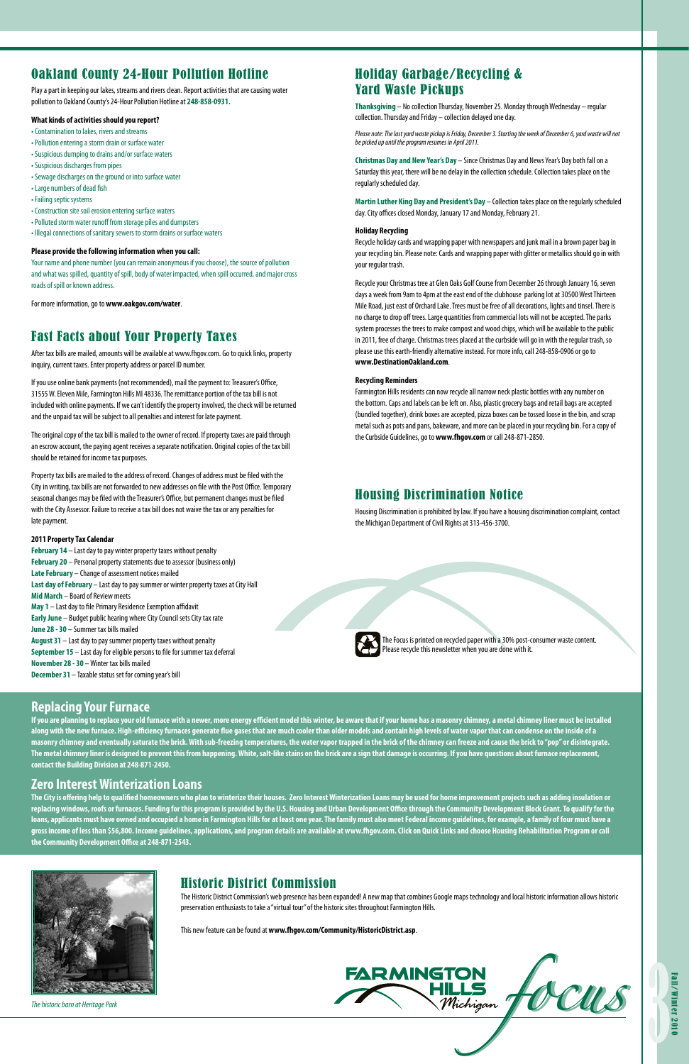## Oakland County 24-Hour Pollution Hotline

Play a part in keeping our lakes, streams and rivers clean. Report activities that are causing water pollution to Oakland County's 24-Hour Pollution Hotline at **248-858-0931.**

**What kinds of activities should you report?**

- Contamination to lakes, rivers and streams
- Pollution entering a storm drain or surface water
- Suspicious dumping to drains and/or surface waters
- Suspicious discharges from pipes
- Sewage discharges on the ground or into surface water
- Large numbers of dead fish
- Failing septic systems
- Construction site soil erosion entering surface waters
- Polluted storm water runoff from storage piles and dumpsters
- Illegal connections of sanitary sewers to storm drains or surface waters

**Please provide the following information when you call:**

Your name and phone number (you can remain anonymous if you choose), the source of pollution and what was spilled, quantity of spill, body of water impacted, when spill occurred, and major cross roads of spill or known address.

For more information, go to **www.oakgov.com/water**.

## Fast Facts about Your Property Taxes

After tax bills are mailed, amounts will be available at www.fhgov.com. Go to quick links, property inquiry, current taxes. Enter property address or parcel ID number.

If you use online bank payments (not recommended), mail the payment to: Treasurer's Office, 31555 W. Eleven Mile, Farmington Hills MI 48336. The remittance portion of the tax bill is not included with online payments. If we can't identify the property involved, the check will be returned and the unpaid tax will be subject to all penalties and interest for late payment.

The original copy of the tax bill is mailed to the owner of record. If property taxes are paid through an escrow account, the paying agent receives a separate notification. Original copies of the tax bill should be retained for income tax purposes.

Property tax bills are mailed to the address of record. Changes of address must be filed with the City in writing, tax bills are not forwarded to new addresses on file with the Post Office. Temporary seasonal changes may be filed with the Treasurer's Office, but permanent changes must be filed with the City Assessor. Failure to receive a tax bill does not waive the tax or any penalties for late payment.

**2011 Property Tax Calendar**

**February 14** – Last day to pay winter property taxes without penalty
**February 20** – Personal property statements due to assessor (business only)
**Late February** – Change of assessment notices mailed
**Last day of February** – Last day to pay summer or winter property taxes at City Hall
**Mid March** – Board of Review meets
**May 1** – Last day to file Primary Residence Exemption affidavit
**Early June** – Budget public hearing where City Council sets City tax rate
**June 28 - 30** – Summer tax bills mailed
**August 31** – Last day to pay summer property taxes without penalty
**September 15** – Last day for eligible persons to file for summer tax deferral
**November 28 - 30** – Winter tax bills mailed
**December 31** – Taxable status set for coming year's bill

## Holiday Garbage/Recycling & Yard Waste Pickups

**Thanksgiving** – No collection Thursday, November 25. Monday through Wednesday – regular collection. Thursday and Friday – collection delayed one day.

*Please note: The last yard waste pickup is Friday, December 3. Starting the week of December 6, yard waste will not be picked up until the program resumes in April 2011.*

**Christmas Day and New Year's Day** – Since Christmas Day and News Year's Day both fall on a Saturday this year, there will be no delay in the collection schedule. Collection takes place on the regularly scheduled day.

**Martin Luther King Day and President's Day** – Collection takes place on the regularly scheduled day. City offices closed Monday, January 17 and Monday, February 21.

**Holiday Recycling**

Recycle holiday cards and wrapping paper with newspapers and junk mail in a brown paper bag in your recycling bin. Please note: Cards and wrapping paper with glitter or metallics should go in with your regular trash.

Recycle your Christmas tree at Glen Oaks Golf Course from December 26 through January 16, seven days a week from 9am to 4pm at the east end of the clubhouse parking lot at 30500 West Thirteen Mile Road, just east of Orchard Lake. Trees must be free of all decorations, lights and tinsel. There is no charge to drop off trees. Large quantities from commercial lots will not be accepted. The parks system processes the trees to make compost and wood chips, which will be available to the public in 2011, free of charge. Christmas trees placed at the curbside will go in with the regular trash, so please use this earth-friendly alternative instead. For more info, call 248-858-0906 or go to **www.DestinationOakland.com**.

**Recycling Reminders**

Farmington Hills residents can now recycle all narrow neck plastic bottles with any number on the bottom. Caps and labels can be left on. Also, plastic grocery bags and retail bags are accepted (bundled together), drink boxes are accepted, pizza boxes can be tossed loose in the bin, and scrap metal such as pots and pans, bakeware, and more can be placed in your recycling bin. For a copy of the Curbside Guidelines, go to **www.fhgov.com** or call 248-871-2850.

## Housing Discrimination Notice

Housing Discrimination is prohibited by law. If you have a housing discrimination complaint, contact the Michigan Department of Civil Rights at 313-456-3700.

The Focus is printed on recycled paper with a 30% post-consumer waste content. Please recycle this newsletter when you are done with it.

## Replacing Your Furnace

**If you are planning to replace your old furnace with a newer, more energy efficient model this winter, be aware that if your home has a masonry chimney, a metal chimney liner must be installed along with the new furnace. High-efficiency furnaces generate flue gases that are much cooler than older models and contain high levels of water vapor that can condense on the inside of a masonry chimney and eventually saturate the brick. With sub-freezing temperatures, the water vapor trapped in the brick of the chimney can freeze and cause the brick to "pop" or disintegrate. The metal chimney liner is designed to prevent this from happening. White, salt-like stains on the brick are a sign that damage is occurring. If you have questions about furnace replacement, contact the Building Division at 248-871-2450.**

## Zero Interest Winterization Loans

**The City is offering help to qualified homeowners who plan to winterize their houses. Zero Interest Winterization Loans may be used for home improvement projects such as adding insulation or replacing windows, roofs or furnaces. Funding for this program is provided by the U.S. Housing and Urban Development Office through the Community Development Block Grant. To qualify for the loans, applicants must have owned and occupied a home in Farmington Hills for at least one year. The family must also meet Federal income guidelines, for example, a family of four must have a gross income of less than $56,800. Income guidelines, applications, and program details are available at www.fhgov.com. Click on Quick Links and choose Housing Rehabilitation Program or call the Community Development Office at 248-871-2543.**

*The historic barn at Heritage Park*

## Historic District Commission

The Historic District Commission's web presence has been expanded! A new map that combines Google maps technology and local historic information allows historic preservation enthusiasts to take a "virtual tour" of the historic sites throughout Farmington Hills.

This new feature can be found at **www.fhgov.com/Community/HistoricDistrict.asp**.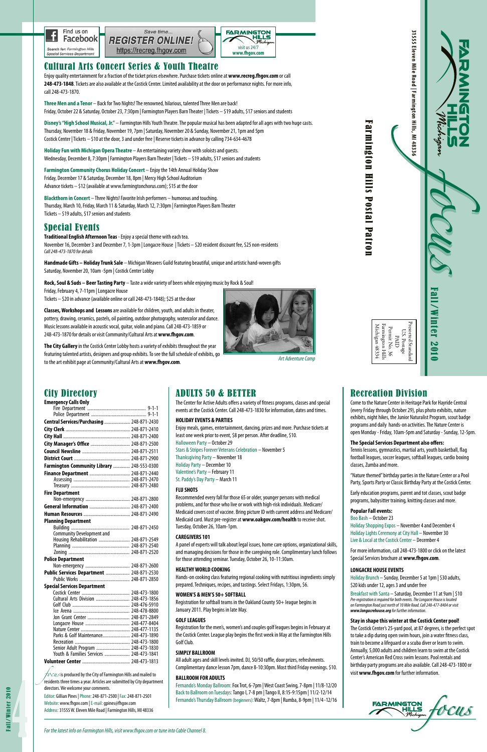Find us on Facebook
Search for: Farmington Hills Special Services Department

Save time... REGISTER ONLINE!
https://recreg.fhgov.com

FARMINGTON HILLS Michigan
visit us 24/7
www.fhgov.com

# Cultural Arts Concert Series & Youth Theatre

Enjoy quality entertainment for a fraction of the ticket prices elsewhere. Purchase tickets online at **www.recreg.fhgov.com** or call **248-473-1848**. Tickets are also available at the Costick Center. Limited availability at the door on performance nights. For more info, call 248-473-1870.

**Three Men and a Tenor** – Back for Two Nights! The renowned, hilarious, talented Three Men are back!
Friday, October 22 & Saturday, October 23, 7:30pm | Farmington Players Barn Theater | Tickets – $19 adults, $17 seniors and students

**Disney's "High School Musical, Jr."** – Farmington Hills Youth Theatre. The popular musical has been adapted for all ages with two huge casts.
Thursday, November 18 & Friday, November 19, 7pm | Saturday, November 20 & Sunday, November 21, 1pm and 5pm
Costick Center | Tickets – $10 at the door, 3 and under free | Reserve tickets in advance by calling 734-634-4678

**Holiday Fun with Michigan Opera Theatre** – An entertaining variety show with soloists and guests.
Wednesday, December 8, 7:30pm | Farmington Players Barn Theater | Tickets – $19 adults, $17 seniors and students

**Farmington Community Chorus Holiday Concert** – Enjoy the 14th Annual Holiday Show
Friday, December 17 & Saturday, December 18, 8pm | Mercy High School Auditorium
Advance tickets – $12 (available at www.farmingtonchorus.com); $15 at the door

**Blackthorn in Concert** – Three Nights! Favorite Irish performers – humorous and touching.
Thursday, March 10, Friday, March 11 & Saturday, March 12, 7:30pm | Farmington Players Barn Theater
Tickets – $19 adults, $17 seniors and students

# Special Events

**Traditional English Afternoon Teas** - Enjoy a special theme with each tea.
November 16, December 3 and December 7, 1-3pm | Longacre House | Tickets – $20 resident discount fee, $25 non-residents
*Call 248-473-1870 for details*

**Handmade Gifts – Holiday Trunk Sale** – Michigan Weavers Guild featuring beautiful, unique and artistic hand-woven gifts
Saturday, November 20, 10am -5pm | Costick Center Lobby

**Rock, Soul & Suds – Beer Tasting Party** – Taste a wide variety of beers while enjoying music by Rock & Soul!
Friday, February 4, 7-11pm | Longacre House
Tickets – $20 in advance (available online or call 248-473-1848); $25 at the door

**Classes, Workshops and Lessons** are available for children, youth, and adults in theater, pottery, drawing, ceramics, pastels, oil painting, outdoor photography, watercolor and dance. Music lessons available in acoustic vocal, guitar, violin and piano. Call 248-473-1859 or 248-473-1870 for details or visit Community/Cultural Arts at **www.fhgov.com**.

**The City Gallery** in the Costick Center Lobby hosts a variety of exhibits throughout the year featuring talented artists, designers and group exhibits. To see the full schedule of exhibits, go to the art exhibit page at Community/Cultural Arts at **www.fhgov.com**.

*Art Adventure Camp*

FARMINGTON HILLS Michigan *focus* Fall/Winter 2010

31555 Eleven Mile Road | Farmington Hills, MI 48336

Farmington Hills Postal Patron

Presorted Standard
U.S. Postage
PAID
Permit No. 36
Farmington Hills
Michigan 48334

# City Directory

| | |
|---|---|
| **Emergency Calls Only** | |
| Fire Department | 9-1-1 |
| Police Department | 9-1-1 |
| **Central Services/Purchasing** | 248-871-2430 |
| **City Clerk** | 248-871-2410 |
| **City Hall** | 248-871-2400 |
| **City Manager's Office** | 248-871-2500 |
| **Council Newsline** | 248-871-2511 |
| **District Court** | 248-871-2900 |
| **Farmington Community Library** | 248-553-0300 |
| **Finance Department** | 248-871-2440 |
| Assessing | 248-871-2470 |
| Treasury | 248-871-2480 |
| **Fire Department** | |
| Non-emergency | 248-871-2800 |
| **General Information** | 248-871-2400 |
| **Human Resources** | 248-871-2490 |
| **Planning Department** | |
| Building | 248-871-2450 |
| Community Development and Housing Rehabilitation | 248-871-2549 |
| Planning | 248-871-2540 |
| Zoning | 248-871-2520 |
| **Police Department** | |
| Non-emergency | 248-871-2600 |
| **Public Services Department** | 248-871-2530 |
| Public Works | 248-871-2850 |
| **Special Services Department** | |
| Costick Center | 248-473-1800 |
| Cultural Arts Division | 248-473-1856 |
| Golf Club | 248-476-5910 |
| Ice Arena | 248-478-8800 |
| Jon Grant Center | 248-871-2849 |
| Longacre House | 248-477-8404 |
| Nature Center | 248-477-1135 |
| Parks & Golf Maintenance | 248-473-1890 |
| Recreation | 248-473-1800 |
| Senior Adult Program | 248-473-1830 |
| Youth & Families Services | 248-473-1841 |
| **Volunteer Center** | 248-473-1813 |

*focus* is produced by the City of Farmington Hills and mailed to residents three times a year. Articles are submitted by City department directors. We welcome your comments.

Editor: Gillian Pines | Phone: 248-871-2500 | Fax: 248-871-2501
Website: www.fhgov.com | E-mail: gpines@fhgov.com
Address: 31555 W. Eleven Mile Road | Farmington Hills, MI 48336

# ADULTS 50 & BETTER

The Center for Active Adults offers a variety of fitness programs, classes and special events at the Costick Center. Call 248-473-1830 for information, dates and times.

### HOLIDAY EVENTS & PARTIES

Enjoy meals, games, entertainment, dancing, prizes and more. Purchase tickets at least one week prior to event, $8 per person. After deadline, $10.

Halloween Party – October 29
Stars & Stripes Forever Veterans Celebration – November 5
Thanksgiving Party – November 18
Holiday Party – December 10
Valentine's Party – February 11
St. Paddy's Day Party – March 11

### FLU SHOTS

Recommended every fall for those 65 or older, younger persons with medical problems, and for those who live or work with high-risk individuals. Medicare/Medicaid covers cost of vaccine. Bring picture ID with current address and Medicare/Medicaid card. Must pre-register at **www.oakgov.com/health** to receive shot. Tuesday, October 26, 10am-1pm.

### CAREGIVERS 101

A panel of experts will talk about legal issues, home care options, organizational skills, and managing decisions for those in the caregiving role. Complimentary lunch follows for those attending seminar. Tuesday, October 26, 10-11:30am.

### HEALTHY WORLD COOKING

Hands-on cooking class featuring regional cooking with nutritious ingredients simply prepared. Techniques, recipes, and tastings. Select Fridays, 1:30pm, $6.

### WOMEN'S & MEN'S 50+ SOFTBALL

Registration for softball teams in the Oakland County 50+ league begins in January 2011. Play begins in late May.

### GOLF LEAGUES

Registration for the men's, women's and couples golf leagues begins in February at the Costick Center. League play begins the first week in May at the Farmington Hills Golf Club.

### SIMPLY BALLROOM

All adult ages and skill levels invited. DJ, 50/50 raffle, door prizes, refreshments. Complimentary dance lesson 7pm, dance 8-10:30pm. Most third Friday evenings. $10.

### BALLROOM FOR ADULTS

Fernando's Monday Ballroom: Fox Trot, 6-7pm | West Coast Swing, 7-8pm | 11/8-12/20
Back to Ballroom on Tuesdays: Tango I, 7-8 pm | Tango II, 8:15-9:15pm | 11/2-12/14
Fernando's Thursday Ballroom (beginners): Waltz, 7-8pm | Rumba, 8-9pm | 11/4-12/16

# Recreation Division

Come to the Nature Center in Heritage Park for Hayride Central (every Friday through October 29), plus photo exhibits, nature exhibits, night hikes, the Junior Naturalist Program, scout badge programs and daily hands-on activities. The Nature Center is open Monday - Friday, 10am-5pm and Saturday - Sunday, 12-5pm.

**The Special Services Department also offers:**
Tennis lessons, gymnastics, martial arts, youth basketball, flag football leagues, soccer leagues, softball leagues, cardio boxing classes, Zumba and more.

"Nature themed" birthday parties in the Nature Center or a Pool Party, Sports Party or Classic Birthday Party at the Costick Center.

Early education programs, parent and tot classes, scout badge programs, babysitter training, knitting classes and more.

**Popular Fall events:**
Boo Bash – October 23
Holiday Shopping Expos – November 4 and December 4
Holiday Lights Ceremony at City Hall – November 30
Live & Local at the Costick Center – December 4

For more information, call 248-473-1800 or click on the latest Special Services brochure at **www.fhgov.com**.

### LONGACRE HOUSE EVENTS

Holiday Brunch – Sunday, December 5 at 1pm | $30 adults, $20 kids under 12, ages 3 and under free

Breakfast with Santa – Saturday, December 11 at 9am | $10
*Pre-registration is required for both events. The Longacre House is located on Farmington Road just north of 10 Mile Road. Call 248-477-8404 or visit **www.longacrehouse.org** for further information.*

**Stay in shape this winter at the Costick Center pool!**
The Costick Center's 25-yard pool, at 87 degrees, is the perfect spot to take a dip during open swim hours, join a water fitness class, train to become a lifeguard or a scuba diver or learn to swim. Annually, 5,000 adults and children learn to swim at the Costick Center's American Red Cross swim lessons. Pool rentals and birthday party programs are also available. Call 248-473-1800 or visit **www.fhgov.com** for further information.

FARMINGTON HILLS Michigan *focus*

*For the latest info on Farmington Hills, visit www.fhgov.com or tune into Cable Channel 8.*